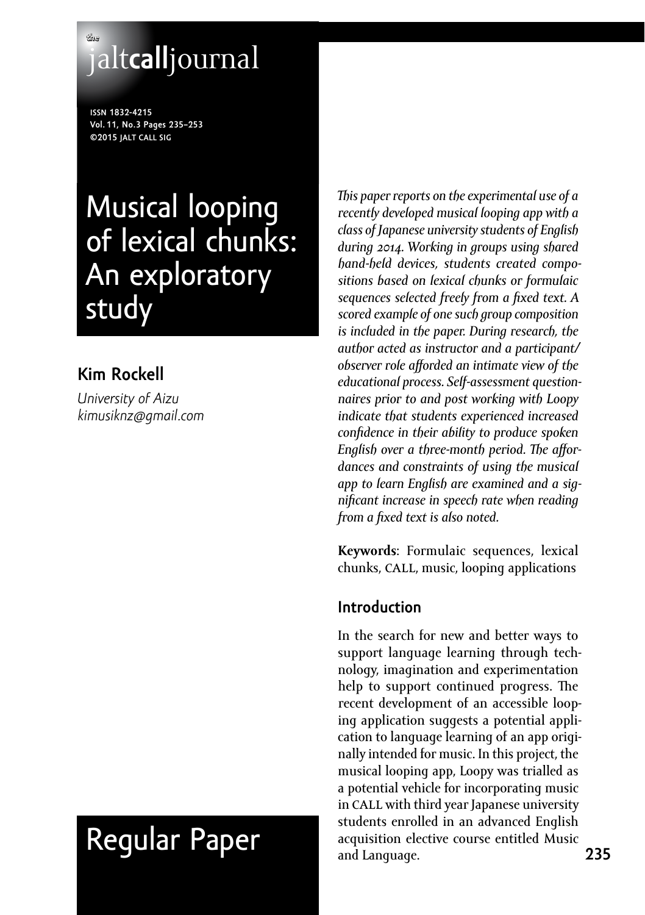# Musical looping of lexical chunks: An exploratory study

## Kim Rockell

*University of Aizu*
*kimusiknz@gmail.com*

*This paper reports on the experimental use of a recently developed musical looping app with a class of Japanese university students of English during 2014. Working in groups using shared hand-held devices, students created compositions based on lexical chunks or formulaic sequences selected freely from a fixed text. A scored example of one such group composition is included in the paper. During research, the author acted as instructor and a participant/observer role afforded an intimate view of the educational process. Self-assessment questionnaires prior to and post working with Loopy indicate that students experienced increased confidence in their ability to produce spoken English over a three-month period. The affordances and constraints of using the musical app to learn English are examined and a significant increase in speech rate when reading from a fixed text is also noted.*

**Keywords**: Formulaic sequences, lexical chunks, CALL, music, looping applications

Regular Paper

## Introduction

In the search for new and better ways to support language learning through technology, imagination and experimentation help to support continued progress. The recent development of an accessible looping application suggests a potential application to language learning of an app originally intended for music. In this project, the musical looping app, Loopy was trialled as a potential vehicle for incorporating music in CALL with third year Japanese university students enrolled in an advanced English acquisition elective course entitled Music and Language.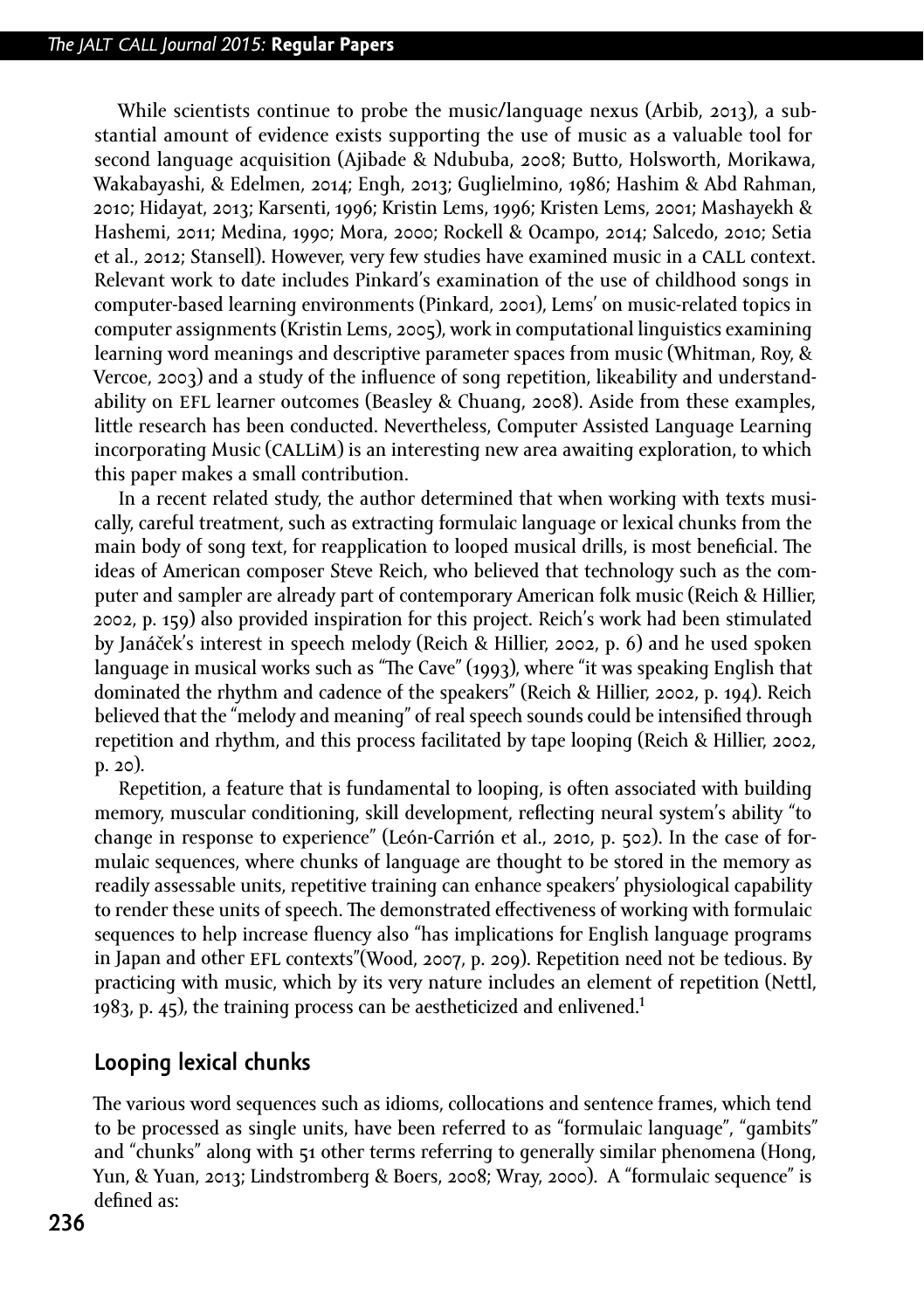While scientists continue to probe the music/language nexus (Arbib, 2013), a substantial amount of evidence exists supporting the use of music as a valuable tool for second language acquisition (Ajibade & Ndububa, 2008; Butto, Holsworth, Morikawa, Wakabayashi, & Edelmen, 2014; Engh, 2013; Guglielmino, 1986; Hashim & Abd Rahman, 2010; Hidayat, 2013; Karsenti, 1996; Kristin Lems, 1996; Kristen Lems, 2001; Mashayekh & Hashemi, 2011; Medina, 1990; Mora, 2000; Rockell & Ocampo, 2014; Salcedo, 2010; Setia et al., 2012; Stansell). However, very few studies have examined music in a CALL context. Relevant work to date includes Pinkard's examination of the use of childhood songs in computer-based learning environments (Pinkard, 2001), Lems' on music-related topics in computer assignments (Kristin Lems, 2005), work in computational linguistics examining learning word meanings and descriptive parameter spaces from music (Whitman, Roy, & Vercoe, 2003) and a study of the influence of song repetition, likeability and understandability on EFL learner outcomes (Beasley & Chuang, 2008). Aside from these examples, little research has been conducted. Nevertheless, Computer Assisted Language Learning incorporating Music (CALLiM) is an interesting new area awaiting exploration, to which this paper makes a small contribution.

In a recent related study, the author determined that when working with texts musically, careful treatment, such as extracting formulaic language or lexical chunks from the main body of song text, for reapplication to looped musical drills, is most beneficial. The ideas of American composer Steve Reich, who believed that technology such as the computer and sampler are already part of contemporary American folk music (Reich & Hillier, 2002, p. 159) also provided inspiration for this project. Reich's work had been stimulated by Janáček's interest in speech melody (Reich & Hillier, 2002, p. 6) and he used spoken language in musical works such as "The Cave" (1993), where "it was speaking English that dominated the rhythm and cadence of the speakers" (Reich & Hillier, 2002, p. 194). Reich believed that the "melody and meaning" of real speech sounds could be intensified through repetition and rhythm, and this process facilitated by tape looping (Reich & Hillier, 2002, p. 20).

Repetition, a feature that is fundamental to looping, is often associated with building memory, muscular conditioning, skill development, reflecting neural system's ability "to change in response to experience" (León-Carrión et al., 2010, p. 502). In the case of formulaic sequences, where chunks of language are thought to be stored in the memory as readily assessable units, repetitive training can enhance speakers' physiological capability to render these units of speech. The demonstrated effectiveness of working with formulaic sequences to help increase fluency also "has implications for English language programs in Japan and other EFL contexts"(Wood, 2007, p. 209). Repetition need not be tedious. By practicing with music, which by its very nature includes an element of repetition (Nettl, 1983, p. 45), the training process can be aestheticized and enlivened.[1]

## Looping lexical chunks

The various word sequences such as idioms, collocations and sentence frames, which tend to be processed as single units, have been referred to as "formulaic language", "gambits" and "chunks" along with 51 other terms referring to generally similar phenomena (Hong, Yun, & Yuan, 2013; Lindstromberg & Boers, 2008; Wray, 2000). A "formulaic sequence" is defined as: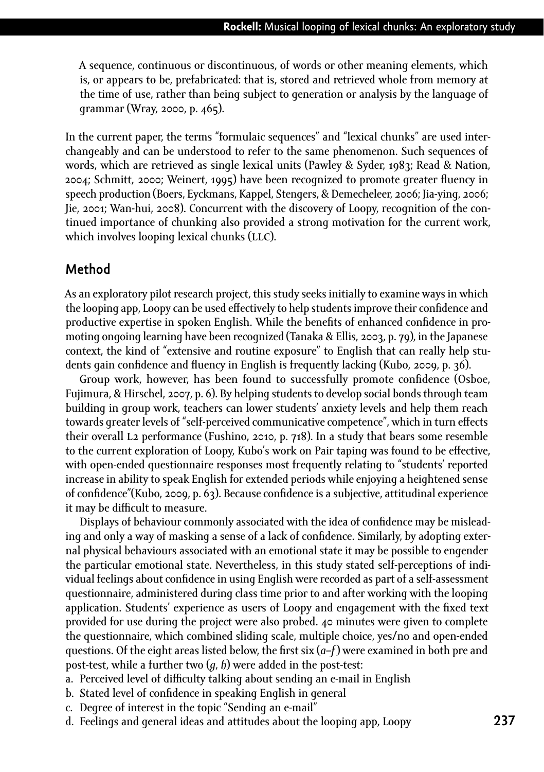> A sequence, continuous or discontinuous, of words or other meaning elements, which is, or appears to be, prefabricated: that is, stored and retrieved whole from memory at the time of use, rather than being subject to generation or analysis by the language of grammar (Wray, 2000, p. 465).

In the current paper, the terms "formulaic sequences" and "lexical chunks" are used interchangeably and can be understood to refer to the same phenomenon. Such sequences of words, which are retrieved as single lexical units (Pawley & Syder, 1983; Read & Nation, 2004; Schmitt, 2000; Weinert, 1995) have been recognized to promote greater fluency in speech production (Boers, Eyckmans, Kappel, Stengers, & Demecheleer, 2006; Jia-ying, 2006; Jie, 2001; Wan-hui, 2008). Concurrent with the discovery of Loopy, recognition of the continued importance of chunking also provided a strong motivation for the current work, which involves looping lexical chunks (LLC).

## Method

As an exploratory pilot research project, this study seeks initially to examine ways in which the looping app, Loopy can be used effectively to help students improve their confidence and productive expertise in spoken English. While the benefits of enhanced confidence in promoting ongoing learning have been recognized (Tanaka & Ellis, 2003, p. 79), in the Japanese context, the kind of "extensive and routine exposure" to English that can really help students gain confidence and fluency in English is frequently lacking (Kubo, 2009, p. 36).

Group work, however, has been found to successfully promote confidence (Osboe, Fujimura, & Hirschel, 2007, p. 6). By helping students to develop social bonds through team building in group work, teachers can lower students' anxiety levels and help them reach towards greater levels of "self-perceived communicative competence", which in turn effects their overall L2 performance (Fushino, 2010, p. 718). In a study that bears some resemble to the current exploration of Loopy, Kubo's work on Pair taping was found to be effective, with open-ended questionnaire responses most frequently relating to "students' reported increase in ability to speak English for extended periods while enjoying a heightened sense of confidence"(Kubo, 2009, p. 63). Because confidence is a subjective, attitudinal experience it may be difficult to measure.

Displays of behaviour commonly associated with the idea of confidence may be misleading and only a way of masking a sense of a lack of confidence. Similarly, by adopting external physical behaviours associated with an emotional state it may be possible to engender the particular emotional state. Nevertheless, in this study stated self-perceptions of individual feelings about confidence in using English were recorded as part of a self-assessment questionnaire, administered during class time prior to and after working with the looping application. Students' experience as users of Loopy and engagement with the fixed text provided for use during the project were also probed. 40 minutes were given to complete the questionnaire, which combined sliding scale, multiple choice, yes/no and open-ended questions. Of the eight areas listed below, the first six (*a–f*) were examined in both pre and post-test, while a further two (*g*, *h*) were added in the post-test:

a. Perceived level of difficulty talking about sending an e-mail in English
b. Stated level of confidence in speaking English in general
c. Degree of interest in the topic "Sending an e-mail"
d. Feelings and general ideas and attitudes about the looping app, Loopy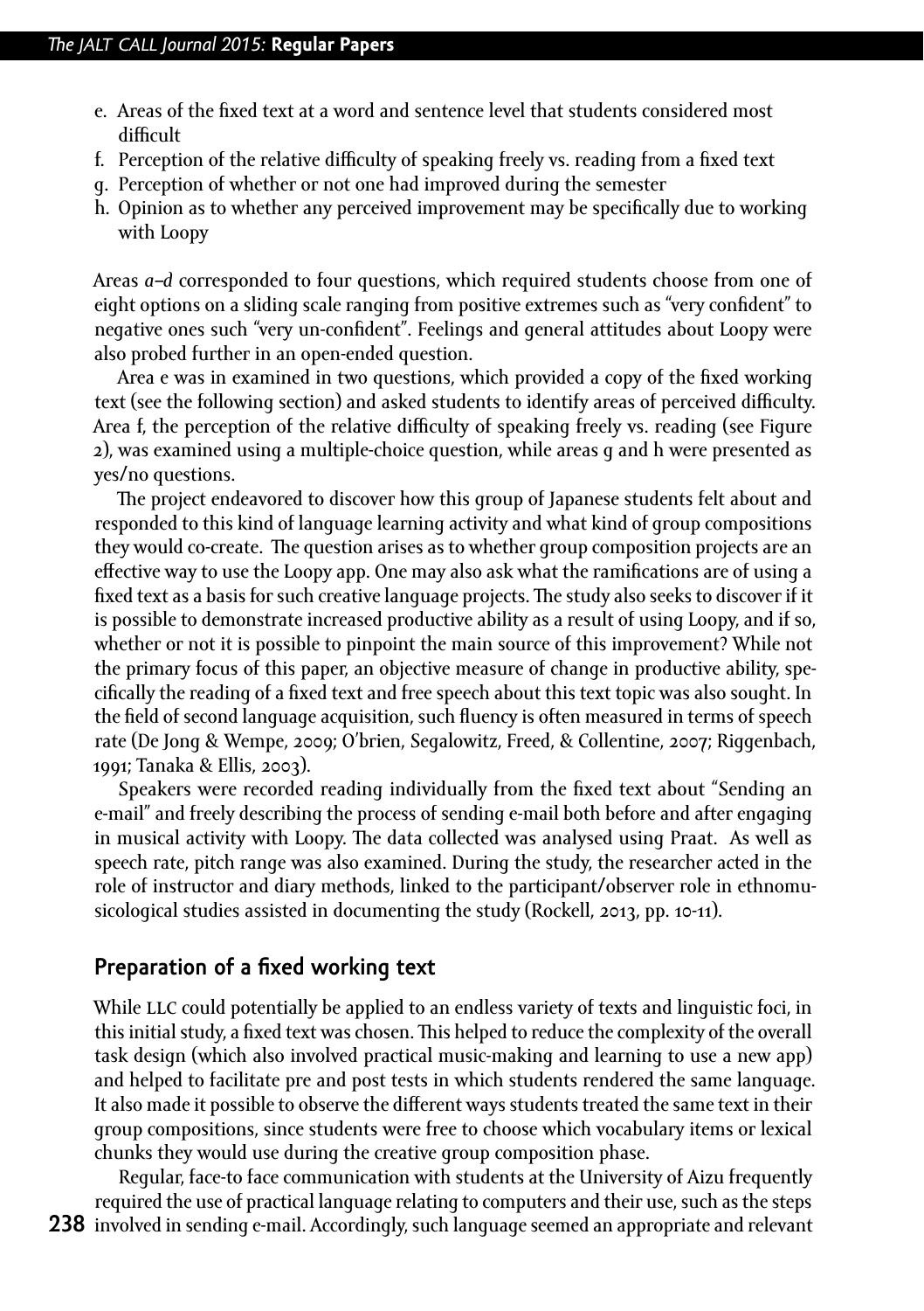e. Areas of the fixed text at a word and sentence level that students considered most difficult
f. Perception of the relative difficulty of speaking freely vs. reading from a fixed text
g. Perception of whether or not one had improved during the semester
h. Opinion as to whether any perceived improvement may be specifically due to working with Loopy

Areas *a–d* corresponded to four questions, which required students choose from one of eight options on a sliding scale ranging from positive extremes such as "very confident" to negative ones such "very un-confident". Feelings and general attitudes about Loopy were also probed further in an open-ended question.

Area e was in examined in two questions, which provided a copy of the fixed working text (see the following section) and asked students to identify areas of perceived difficulty. Area f, the perception of the relative difficulty of speaking freely vs. reading (see Figure 2), was examined using a multiple-choice question, while areas g and h were presented as yes/no questions.

The project endeavored to discover how this group of Japanese students felt about and responded to this kind of language learning activity and what kind of group compositions they would co-create. The question arises as to whether group composition projects are an effective way to use the Loopy app. One may also ask what the ramifications are of using a fixed text as a basis for such creative language projects. The study also seeks to discover if it is possible to demonstrate increased productive ability as a result of using Loopy, and if so, whether or not it is possible to pinpoint the main source of this improvement? While not the primary focus of this paper, an objective measure of change in productive ability, specifically the reading of a fixed text and free speech about this text topic was also sought. In the field of second language acquisition, such fluency is often measured in terms of speech rate (De Jong & Wempe, 2009; O'brien, Segalowitz, Freed, & Collentine, 2007; Riggenbach, 1991; Tanaka & Ellis, 2003).

Speakers were recorded reading individually from the fixed text about "Sending an e-mail" and freely describing the process of sending e-mail both before and after engaging in musical activity with Loopy. The data collected was analysed using Praat. As well as speech rate, pitch range was also examined. During the study, the researcher acted in the role of instructor and diary methods, linked to the participant/observer role in ethnomusicological studies assisted in documenting the study (Rockell, 2013, pp. 10-11).

## Preparation of a fixed working text

While LLC could potentially be applied to an endless variety of texts and linguistic foci, in this initial study, a fixed text was chosen. This helped to reduce the complexity of the overall task design (which also involved practical music-making and learning to use a new app) and helped to facilitate pre and post tests in which students rendered the same language. It also made it possible to observe the different ways students treated the same text in their group compositions, since students were free to choose which vocabulary items or lexical chunks they would use during the creative group composition phase.

Regular, face-to face communication with students at the University of Aizu frequently required the use of practical language relating to computers and their use, such as the steps involved in sending e-mail. Accordingly, such language seemed an appropriate and relevant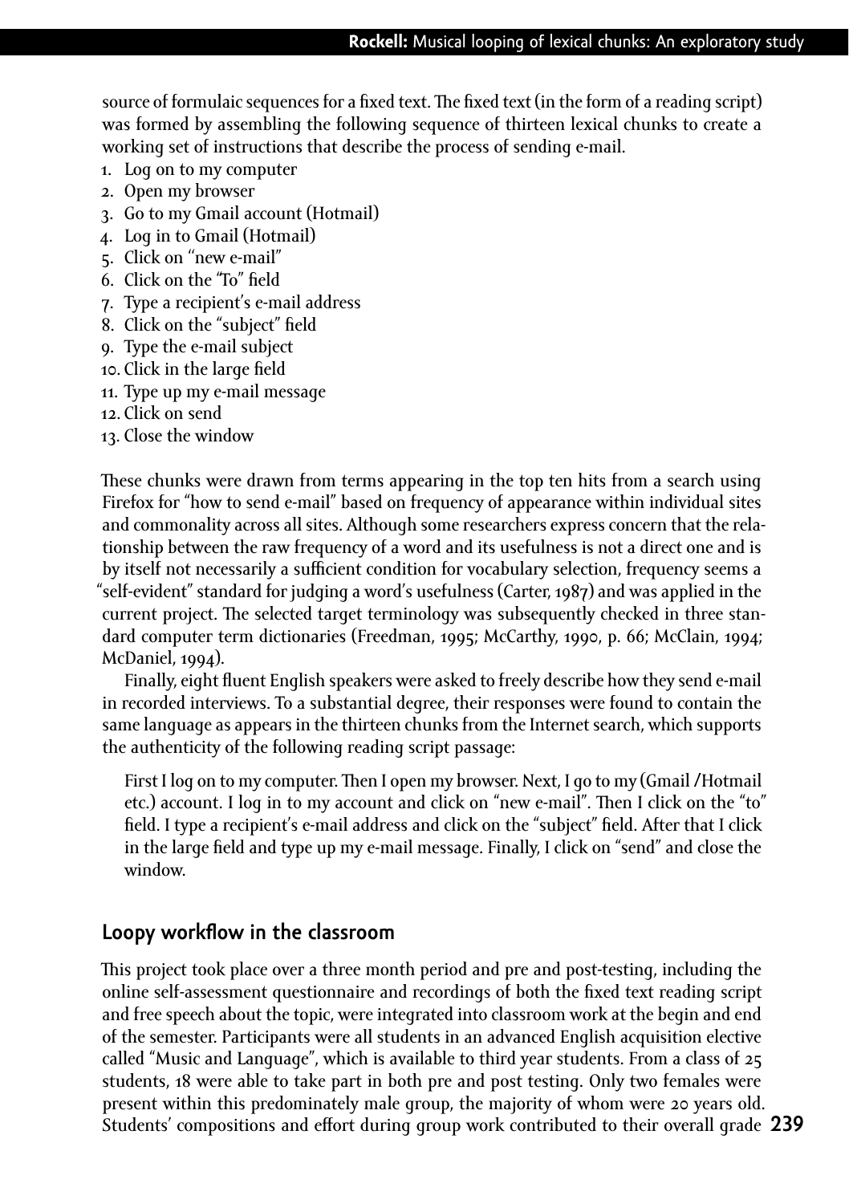source of formulaic sequences for a fixed text. The fixed text (in the form of a reading script) was formed by assembling the following sequence of thirteen lexical chunks to create a working set of instructions that describe the process of sending e-mail.

1. Log on to my computer
2. Open my browser
3. Go to my Gmail account (Hotmail)
4. Log in to Gmail (Hotmail)
5. Click on "new e-mail"
6. Click on the "To" field
7. Type a recipient's e-mail address
8. Click on the "subject" field
9. Type the e-mail subject
10. Click in the large field
11. Type up my e-mail message
12. Click on send
13. Close the window

These chunks were drawn from terms appearing in the top ten hits from a search using Firefox for "how to send e-mail" based on frequency of appearance within individual sites and commonality across all sites. Although some researchers express concern that the relationship between the raw frequency of a word and its usefulness is not a direct one and is by itself not necessarily a sufficient condition for vocabulary selection, frequency seems a "self-evident" standard for judging a word's usefulness (Carter, 1987) and was applied in the current project. The selected target terminology was subsequently checked in three standard computer term dictionaries (Freedman, 1995; McCarthy, 1990, p. 66; McClain, 1994; McDaniel, 1994).

Finally, eight fluent English speakers were asked to freely describe how they send e-mail in recorded interviews. To a substantial degree, their responses were found to contain the same language as appears in the thirteen chunks from the Internet search, which supports the authenticity of the following reading script passage:

> First I log on to my computer. Then I open my browser. Next, I go to my (Gmail /Hotmail etc.) account. I log in to my account and click on "new e-mail". Then I click on the "to" field. I type a recipient's e-mail address and click on the "subject" field. After that I click in the large field and type up my e-mail message. Finally, I click on "send" and close the window.

## Loopy workflow in the classroom

This project took place over a three month period and pre and post-testing, including the online self-assessment questionnaire and recordings of both the fixed text reading script and free speech about the topic, were integrated into classroom work at the begin and end of the semester. Participants were all students in an advanced English acquisition elective called "Music and Language", which is available to third year students. From a class of 25 students, 18 were able to take part in both pre and post testing. Only two females were present within this predominately male group, the majority of whom were 20 years old. Students' compositions and effort during group work contributed to their overall grade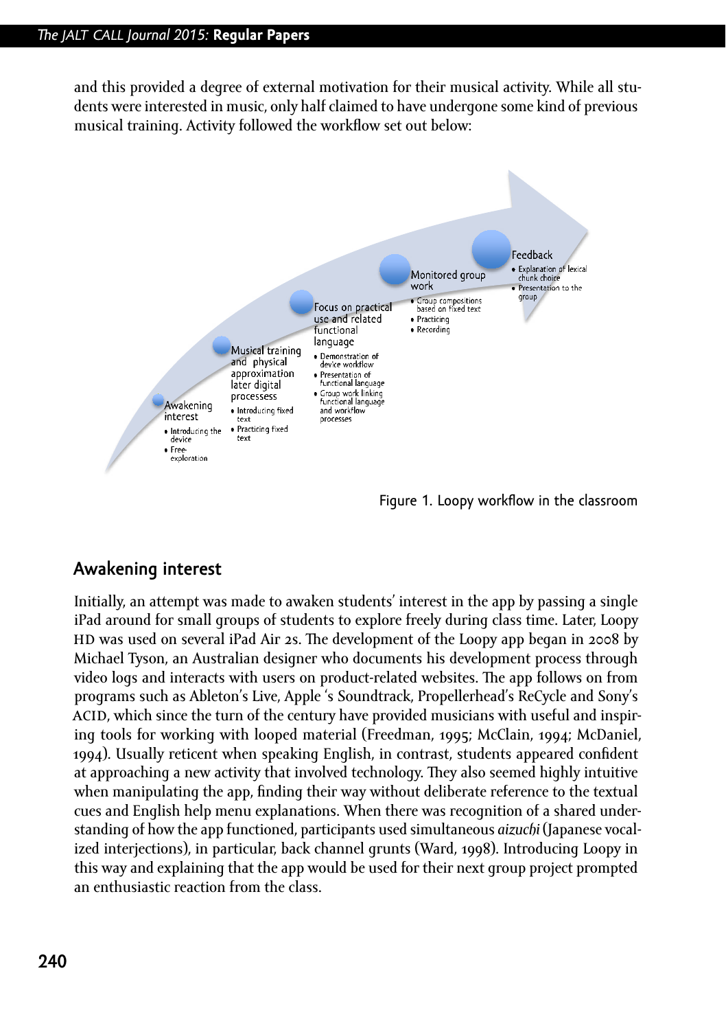and this provided a degree of external motivation for their musical activity. While all students were interested in music, only half claimed to have undergone some kind of previous musical training. Activity followed the workflow set out below:

- **Awakening interest**
  - Introducing the device
  - Free-exploration
- **Musical training and physical approximation later digital processess**
  - Introducing fixed text
  - Practicing fixed text
- **Focus on practical use and related functional language**
  - Demonstration of device workflow
  - Presentation of functional language
  - Group work linking functional language and workflow processes
- **Monitored group work**
  - Group compositions based on fixed text
  - Practicing
  - Recording
- **Feedback**
  - Explanation of lexical chunk choice
  - Presentation to the group

Figure 1. Loopy workflow in the classroom

## Awakening interest

Initially, an attempt was made to awaken students' interest in the app by passing a single iPad around for small groups of students to explore freely during class time. Later, Loopy HD was used on several iPad Air 2s. The development of the Loopy app began in 2008 by Michael Tyson, an Australian designer who documents his development process through video logs and interacts with users on product-related websites. The app follows on from programs such as Ableton's Live, Apple 's Soundtrack, Propellerhead's ReCycle and Sony's ACID, which since the turn of the century have provided musicians with useful and inspiring tools for working with looped material (Freedman, 1995; McClain, 1994; McDaniel, 1994). Usually reticent when speaking English, in contrast, students appeared confident at approaching a new activity that involved technology. They also seemed highly intuitive when manipulating the app, finding their way without deliberate reference to the textual cues and English help menu explanations. When there was recognition of a shared understanding of how the app functioned, participants used simultaneous *aizuchi* (Japanese vocalized interjections), in particular, back channel grunts (Ward, 1998). Introducing Loopy in this way and explaining that the app would be used for their next group project prompted an enthusiastic reaction from the class.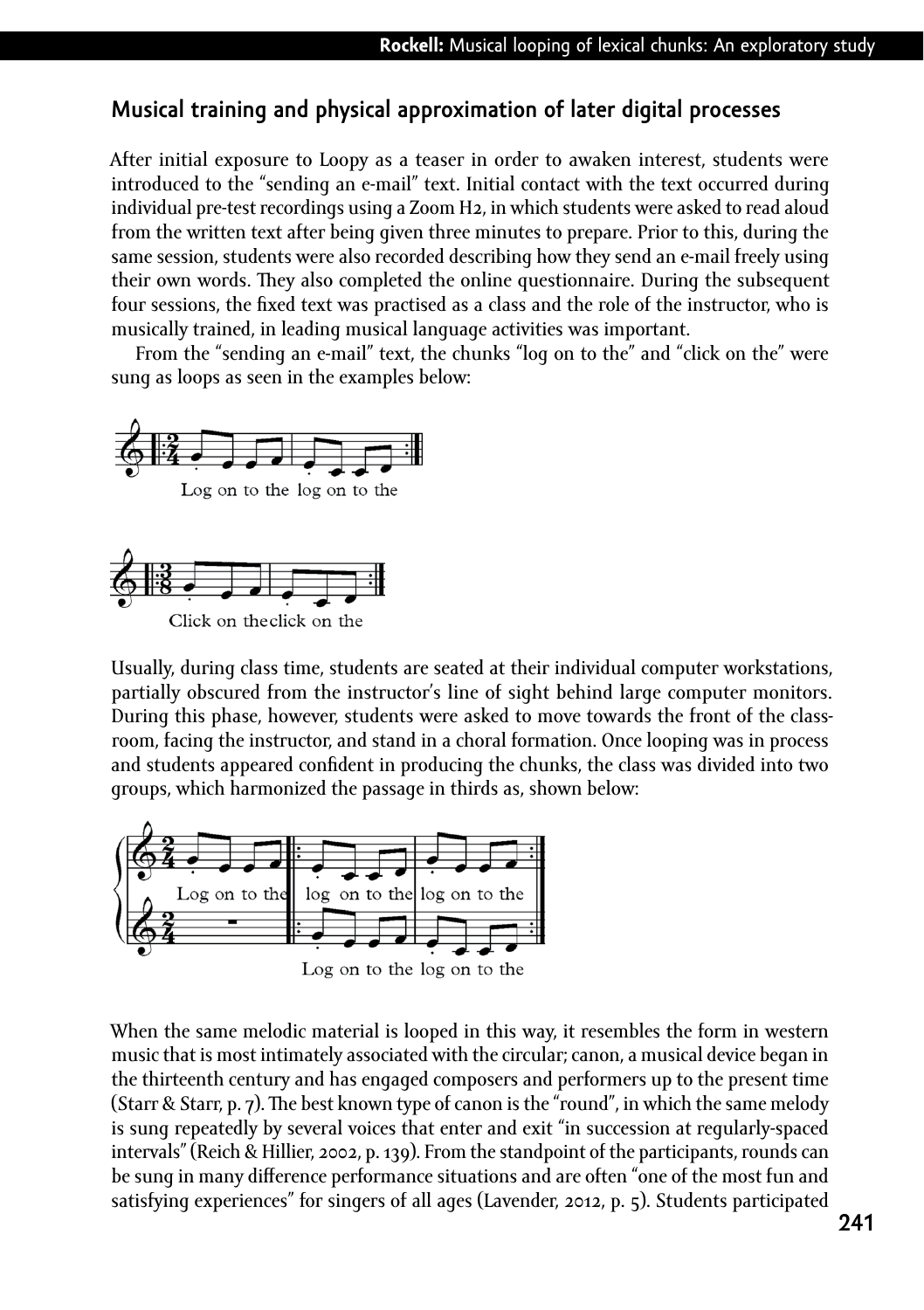## Musical training and physical approximation of later digital processes

After initial exposure to Loopy as a teaser in order to awaken interest, students were introduced to the "sending an e-mail" text. Initial contact with the text occurred during individual pre-test recordings using a Zoom H2, in which students were asked to read aloud from the written text after being given three minutes to prepare. Prior to this, during the same session, students were also recorded describing how they send an e-mail freely using their own words. They also completed the online questionnaire. During the subsequent four sessions, the fixed text was practised as a class and the role of the instructor, who is musically trained, in leading musical language activities was important.

From the "sending an e-mail" text, the chunks "log on to the" and "click on the" were sung as loops as seen in the examples below:

Log on to the log on to the

Click on theclick on the

Usually, during class time, students are seated at their individual computer workstations, partially obscured from the instructor's line of sight behind large computer monitors. During this phase, however, students were asked to move towards the front of the classroom, facing the instructor, and stand in a choral formation. Once looping was in process and students appeared confident in producing the chunks, the class was divided into two groups, which harmonized the passage in thirds as, shown below:

Log on to the log on to the log on to the

Log on to the log on to the

When the same melodic material is looped in this way, it resembles the form in western music that is most intimately associated with the circular; canon, a musical device began in the thirteenth century and has engaged composers and performers up to the present time (Starr & Starr, p. 7). The best known type of canon is the "round", in which the same melody is sung repeatedly by several voices that enter and exit "in succession at regularly-spaced intervals" (Reich & Hillier, 2002, p. 139). From the standpoint of the participants, rounds can be sung in many difference performance situations and are often "one of the most fun and satisfying experiences" for singers of all ages (Lavender, 2012, p. 5). Students participated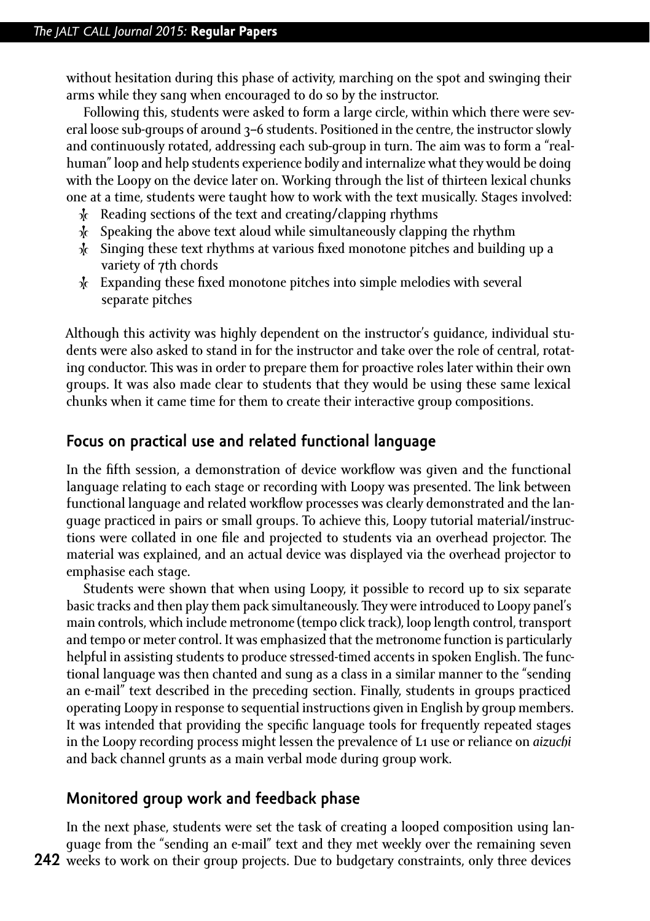without hesitation during this phase of activity, marching on the spot and swinging their arms while they sang when encouraged to do so by the instructor.

Following this, students were asked to form a large circle, within which there were several loose sub-groups of around 3–6 students. Positioned in the centre, the instructor slowly and continuously rotated, addressing each sub-group in turn. The aim was to form a "real-human" loop and help students experience bodily and internalize what they would be doing with the Loopy on the device later on. Working through the list of thirteen lexical chunks one at a time, students were taught how to work with the text musically. Stages involved:

- Reading sections of the text and creating/clapping rhythms
- Speaking the above text aloud while simultaneously clapping the rhythm
- Singing these text rhythms at various fixed monotone pitches and building up a variety of 7th chords
- Expanding these fixed monotone pitches into simple melodies with several separate pitches

Although this activity was highly dependent on the instructor's guidance, individual students were also asked to stand in for the instructor and take over the role of central, rotating conductor. This was in order to prepare them for proactive roles later within their own groups. It was also made clear to students that they would be using these same lexical chunks when it came time for them to create their interactive group compositions.

## Focus on practical use and related functional language

In the fifth session, a demonstration of device workflow was given and the functional language relating to each stage or recording with Loopy was presented. The link between functional language and related workflow processes was clearly demonstrated and the language practiced in pairs or small groups. To achieve this, Loopy tutorial material/instructions were collated in one file and projected to students via an overhead projector. The material was explained, and an actual device was displayed via the overhead projector to emphasise each stage.

Students were shown that when using Loopy, it possible to record up to six separate basic tracks and then play them pack simultaneously. They were introduced to Loopy panel's main controls, which include metronome (tempo click track), loop length control, transport and tempo or meter control. It was emphasized that the metronome function is particularly helpful in assisting students to produce stressed-timed accents in spoken English. The functional language was then chanted and sung as a class in a similar manner to the "sending an e-mail" text described in the preceding section. Finally, students in groups practiced operating Loopy in response to sequential instructions given in English by group members. It was intended that providing the specific language tools for frequently repeated stages in the Loopy recording process might lessen the prevalence of L1 use or reliance on *aizuchi* and back channel grunts as a main verbal mode during group work.

## Monitored group work and feedback phase

In the next phase, students were set the task of creating a looped composition using language from the "sending an e-mail" text and they met weekly over the remaining seven weeks to work on their group projects. Due to budgetary constraints, only three devices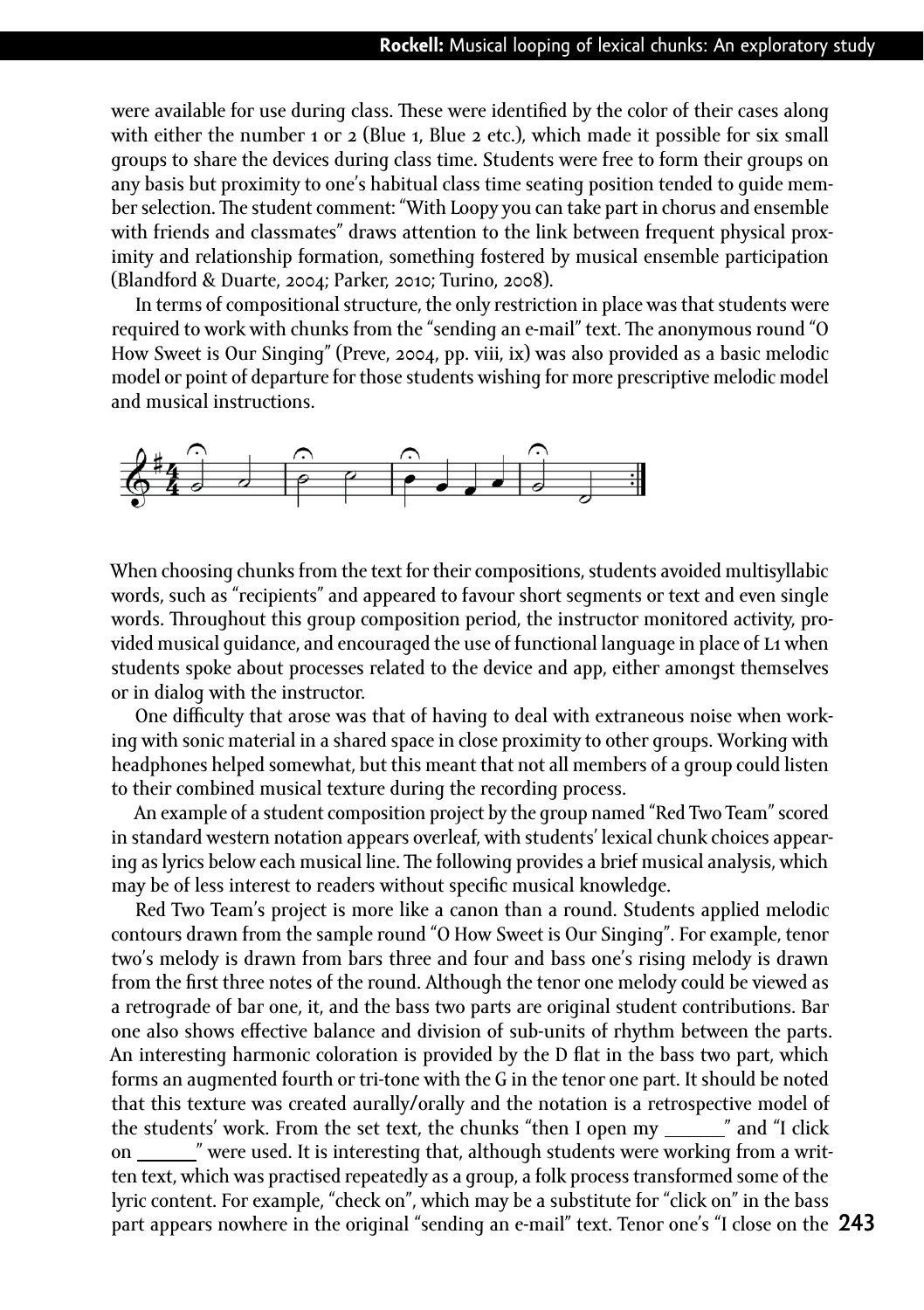were available for use during class. These were identified by the color of their cases along with either the number 1 or 2 (Blue 1, Blue 2 etc.), which made it possible for six small groups to share the devices during class time. Students were free to form their groups on any basis but proximity to one's habitual class time seating position tended to guide member selection. The student comment: "With Loopy you can take part in chorus and ensemble with friends and classmates" draws attention to the link between frequent physical proximity and relationship formation, something fostered by musical ensemble participation (Blandford & Duarte, 2004; Parker, 2010; Turino, 2008).

In terms of compositional structure, the only restriction in place was that students were required to work with chunks from the "sending an e-mail" text. The anonymous round "O How Sweet is Our Singing" (Preve, 2004, pp. viii, ix) was also provided as a basic melodic model or point of departure for those students wishing for more prescriptive melodic model and musical instructions.

When choosing chunks from the text for their compositions, students avoided multisyllabic words, such as "recipients" and appeared to favour short segments or text and even single words. Throughout this group composition period, the instructor monitored activity, provided musical guidance, and encouraged the use of functional language in place of L1 when students spoke about processes related to the device and app, either amongst themselves or in dialog with the instructor.

One difficulty that arose was that of having to deal with extraneous noise when working with sonic material in a shared space in close proximity to other groups. Working with headphones helped somewhat, but this meant that not all members of a group could listen to their combined musical texture during the recording process.

An example of a student composition project by the group named "Red Two Team" scored in standard western notation appears overleaf, with students' lexical chunk choices appearing as lyrics below each musical line. The following provides a brief musical analysis, which may be of less interest to readers without specific musical knowledge.

Red Two Team's project is more like a canon than a round. Students applied melodic contours drawn from the sample round "O How Sweet is Our Singing". For example, tenor two's melody is drawn from bars three and four and bass one's rising melody is drawn from the first three notes of the round. Although the tenor one melody could be viewed as a retrograde of bar one, it, and the bass two parts are original student contributions. Bar one also shows effective balance and division of sub-units of rhythm between the parts. An interesting harmonic coloration is provided by the D flat in the bass two part, which forms an augmented fourth or tri-tone with the G in the tenor one part. It should be noted that this texture was created aurally/orally and the notation is a retrospective model of the students' work. From the set text, the chunks "then I open my ______" and "I click on ______" were used. It is interesting that, although students were working from a written text, which was practised repeatedly as a group, a folk process transformed some of the lyric content. For example, "check on", which may be a substitute for "click on" in the bass part appears nowhere in the original "sending an e-mail" text. Tenor one's "I close on the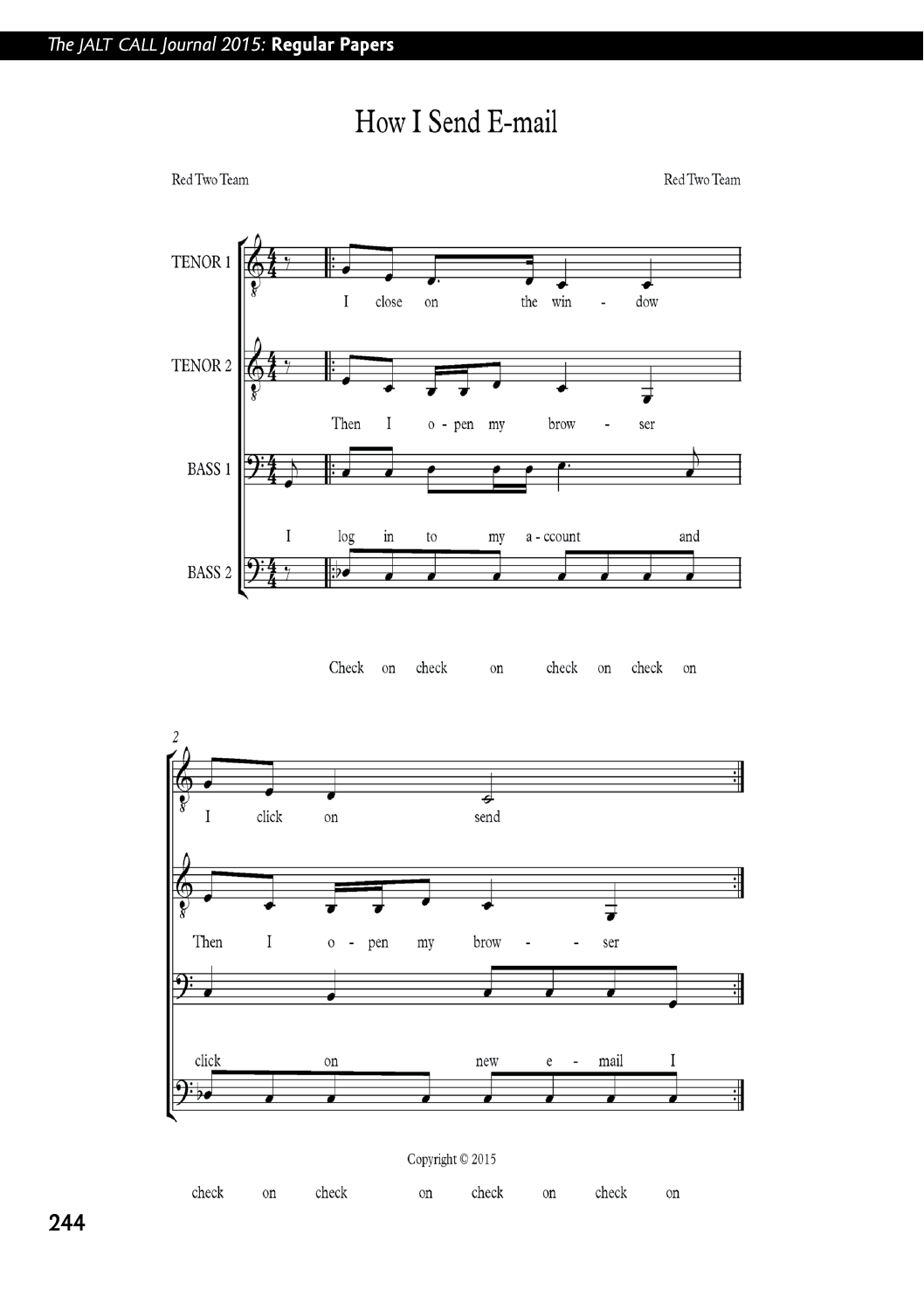# How I Send E-mail

Red Two Team — Red Two Team

TENOR 1: I close on the win - dow / I click on send

TENOR 2: Then I o - pen my brow - ser / Then I o - pen my brow - - ser

BASS 1: I log in to my a - ccount and / click on new e - mail I

BASS 2: Check on check on check on check on / check on check on check on check on

Copyright © 2015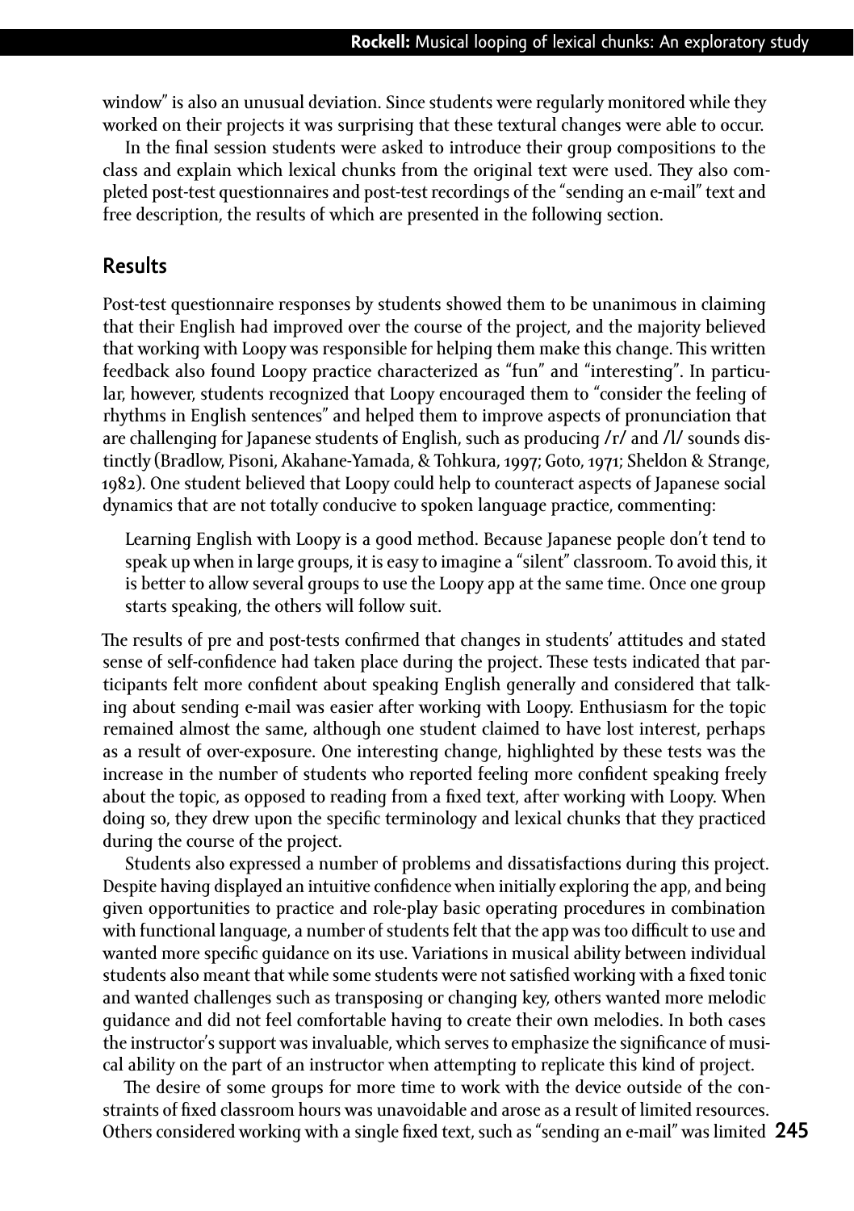window" is also an unusual deviation. Since students were regularly monitored while they worked on their projects it was surprising that these textural changes were able to occur.

In the final session students were asked to introduce their group compositions to the class and explain which lexical chunks from the original text were used. They also completed post-test questionnaires and post-test recordings of the "sending an e-mail" text and free description, the results of which are presented in the following section.

## Results

Post-test questionnaire responses by students showed them to be unanimous in claiming that their English had improved over the course of the project, and the majority believed that working with Loopy was responsible for helping them make this change. This written feedback also found Loopy practice characterized as "fun" and "interesting". In particular, however, students recognized that Loopy encouraged them to "consider the feeling of rhythms in English sentences" and helped them to improve aspects of pronunciation that are challenging for Japanese students of English, such as producing /r/ and /l/ sounds distinctly (Bradlow, Pisoni, Akahane-Yamada, & Tohkura, 1997; Goto, 1971; Sheldon & Strange, 1982). One student believed that Loopy could help to counteract aspects of Japanese social dynamics that are not totally conducive to spoken language practice, commenting:

> Learning English with Loopy is a good method. Because Japanese people don't tend to speak up when in large groups, it is easy to imagine a "silent" classroom. To avoid this, it is better to allow several groups to use the Loopy app at the same time. Once one group starts speaking, the others will follow suit.

The results of pre and post-tests confirmed that changes in students' attitudes and stated sense of self-confidence had taken place during the project. These tests indicated that participants felt more confident about speaking English generally and considered that talking about sending e-mail was easier after working with Loopy. Enthusiasm for the topic remained almost the same, although one student claimed to have lost interest, perhaps as a result of over-exposure. One interesting change, highlighted by these tests was the increase in the number of students who reported feeling more confident speaking freely about the topic, as opposed to reading from a fixed text, after working with Loopy. When doing so, they drew upon the specific terminology and lexical chunks that they practiced during the course of the project.

Students also expressed a number of problems and dissatisfactions during this project. Despite having displayed an intuitive confidence when initially exploring the app, and being given opportunities to practice and role-play basic operating procedures in combination with functional language, a number of students felt that the app was too difficult to use and wanted more specific guidance on its use. Variations in musical ability between individual students also meant that while some students were not satisfied working with a fixed tonic and wanted challenges such as transposing or changing key, others wanted more melodic guidance and did not feel comfortable having to create their own melodies. In both cases the instructor's support was invaluable, which serves to emphasize the significance of musical ability on the part of an instructor when attempting to replicate this kind of project.

The desire of some groups for more time to work with the device outside of the constraints of fixed classroom hours was unavoidable and arose as a result of limited resources. Others considered working with a single fixed text, such as "sending an e-mail" was limited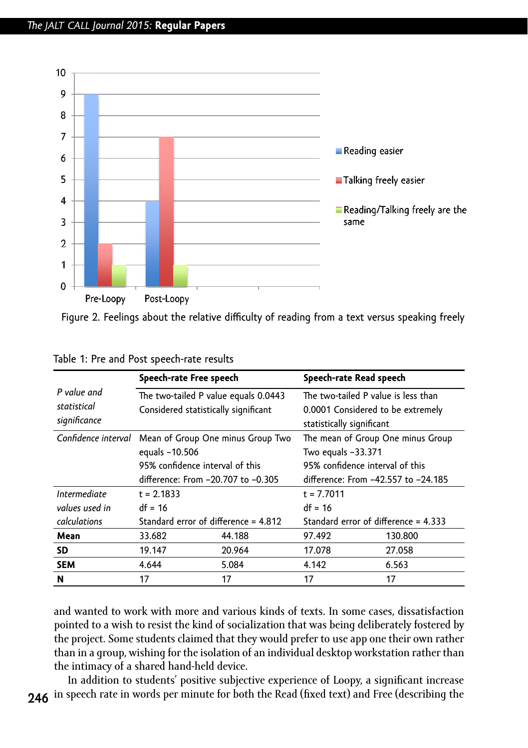Figure 2. Feelings about the relative difficulty of reading from a text versus speaking freely

Table 1: Pre and Post speech-rate results

| | Speech-rate Free speech | | Speech-rate Read speech | |
|---|---|---|---|---|
| *P value and statistical significance* | The two-tailed P value equals 0.0443 Considered statistically significant | | The two-tailed P value is less than 0.0001 Considered to be extremely statistically significant | |
| *Confidence interval* | Mean of Group One minus Group Two equals −10.506 95% confidence interval of this difference: From −20.707 to −0.305 | | The mean of Group One minus Group Two equals −33.371 95% confidence interval of this difference: From −42.557 to −24.185 | |
| *Intermediate values used in calculations* | t = 2.1833 df = 16 Standard error of difference = 4.812 | | t = 7.7011 df = 16 Standard error of difference = 4.333 | |
| **Mean** | 33.682 | 44.188 | 97.492 | 130.800 |
| **SD** | 19.147 | 20.964 | 17.078 | 27.058 |
| **SEM** | 4.644 | 5.084 | 4.142 | 6.563 |
| **N** | 17 | 17 | 17 | 17 |

and wanted to work with more and various kinds of texts. In some cases, dissatisfaction pointed to a wish to resist the kind of socialization that was being deliberately fostered by the project. Some students claimed that they would prefer to use app one their own rather than in a group, wishing for the isolation of an individual desktop workstation rather than the intimacy of a shared hand-held device.

In addition to students' positive subjective experience of Loopy, a significant increase in speech rate in words per minute for both the Read (fixed text) and Free (describing the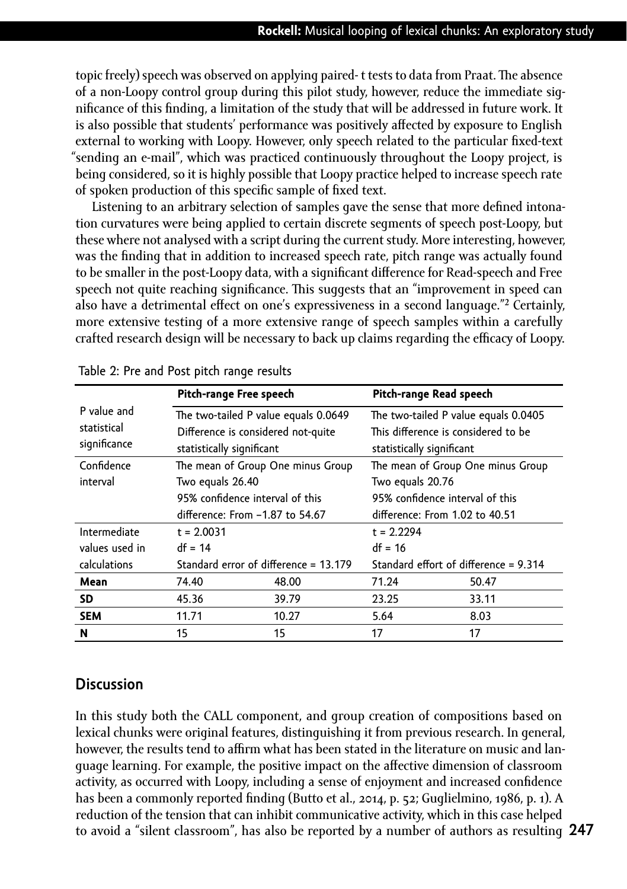topic freely) speech was observed on applying paired- t tests to data from Praat. The absence of a non-Loopy control group during this pilot study, however, reduce the immediate significance of this finding, a limitation of the study that will be addressed in future work. It is also possible that students' performance was positively affected by exposure to English external to working with Loopy. However, only speech related to the particular fixed-text "sending an e-mail", which was practiced continuously throughout the Loopy project, is being considered, so it is highly possible that Loopy practice helped to increase speech rate of spoken production of this specific sample of fixed text.

Listening to an arbitrary selection of samples gave the sense that more defined intonation curvatures were being applied to certain discrete segments of speech post-Loopy, but these where not analysed with a script during the current study. More interesting, however, was the finding that in addition to increased speech rate, pitch range was actually found to be smaller in the post-Loopy data, with a significant difference for Read-speech and Free speech not quite reaching significance. This suggests that an "improvement in speed can also have a detrimental effect on one's expressiveness in a second language."[2] Certainly, more extensive testing of a more extensive range of speech samples within a carefully crafted research design will be necessary to back up claims regarding the efficacy of Loopy.

Table 2: Pre and Post pitch range results

| | Pitch-range Free speech | | Pitch-range Read speech | |
|---|---|---|---|---|
| P value and statistical significance | The two-tailed P value equals 0.0649 Difference is considered not-quite statistically significant | | The two-tailed P value equals 0.0405 This difference is considered to be statistically significant | |
| Confidence interval | The mean of Group One minus Group Two equals 26.40 95% confidence interval of this difference: From −1.87 to 54.67 | | The mean of Group One minus Group Two equals 20.76 95% confidence interval of this difference: From 1.02 to 40.51 | |
| Intermediate values used in calculations | t = 2.0031 df = 14 Standard error of difference = 13.179 | | t = 2.2294 df = 16 Standard effort of difference = 9.314 | |
| **Mean** | 74.40 | 48.00 | 71.24 | 50.47 |
| **SD** | 45.36 | 39.79 | 23.25 | 33.11 |
| **SEM** | 11.71 | 10.27 | 5.64 | 8.03 |
| **N** | 15 | 15 | 17 | 17 |

## Discussion

In this study both the CALL component, and group creation of compositions based on lexical chunks were original features, distinguishing it from previous research. In general, however, the results tend to affirm what has been stated in the literature on music and language learning. For example, the positive impact on the affective dimension of classroom activity, as occurred with Loopy, including a sense of enjoyment and increased confidence has been a commonly reported finding (Butto et al., 2014, p. 52; Guglielmino, 1986, p. 1). A reduction of the tension that can inhibit communicative activity, which in this case helped to avoid a "silent classroom", has also be reported by a number of authors as resulting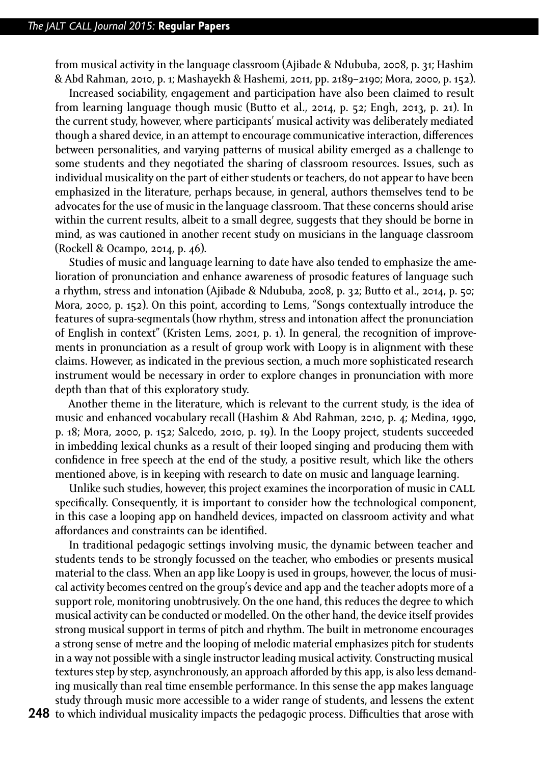from musical activity in the language classroom (Ajibade & Ndububa, 2008, p. 31; Hashim & Abd Rahman, 2010, p. 1; Mashayekh & Hashemi, 2011, pp. 2189–2190; Mora, 2000, p. 152).

Increased sociability, engagement and participation have also been claimed to result from learning language though music (Butto et al., 2014, p. 52; Engh, 2013, p. 21). In the current study, however, where participants' musical activity was deliberately mediated though a shared device, in an attempt to encourage communicative interaction, differences between personalities, and varying patterns of musical ability emerged as a challenge to some students and they negotiated the sharing of classroom resources. Issues, such as individual musicality on the part of either students or teachers, do not appear to have been emphasized in the literature, perhaps because, in general, authors themselves tend to be advocates for the use of music in the language classroom. That these concerns should arise within the current results, albeit to a small degree, suggests that they should be borne in mind, as was cautioned in another recent study on musicians in the language classroom (Rockell & Ocampo, 2014, p. 46).

Studies of music and language learning to date have also tended to emphasize the amelioration of pronunciation and enhance awareness of prosodic features of language such a rhythm, stress and intonation (Ajibade & Ndububa, 2008, p. 32; Butto et al., 2014, p. 50; Mora, 2000, p. 152). On this point, according to Lems, "Songs contextually introduce the features of supra-segmentals (how rhythm, stress and intonation affect the pronunciation of English in context" (Kristen Lems, 2001, p. 1). In general, the recognition of improvements in pronunciation as a result of group work with Loopy is in alignment with these claims. However, as indicated in the previous section, a much more sophisticated research instrument would be necessary in order to explore changes in pronunciation with more depth than that of this exploratory study.

Another theme in the literature, which is relevant to the current study, is the idea of music and enhanced vocabulary recall (Hashim & Abd Rahman, 2010, p. 4; Medina, 1990, p. 18; Mora, 2000, p. 152; Salcedo, 2010, p. 19). In the Loopy project, students succeeded in imbedding lexical chunks as a result of their looped singing and producing them with confidence in free speech at the end of the study, a positive result, which like the others mentioned above, is in keeping with research to date on music and language learning.

Unlike such studies, however, this project examines the incorporation of music in CALL specifically. Consequently, it is important to consider how the technological component, in this case a looping app on handheld devices, impacted on classroom activity and what affordances and constraints can be identified.

In traditional pedagogic settings involving music, the dynamic between teacher and students tends to be strongly focussed on the teacher, who embodies or presents musical material to the class. When an app like Loopy is used in groups, however, the locus of musical activity becomes centred on the group's device and app and the teacher adopts more of a support role, monitoring unobtrusively. On the one hand, this reduces the degree to which musical activity can be conducted or modelled. On the other hand, the device itself provides strong musical support in terms of pitch and rhythm. The built in metronome encourages a strong sense of metre and the looping of melodic material emphasizes pitch for students in a way not possible with a single instructor leading musical activity. Constructing musical textures step by step, asynchronously, an approach afforded by this app, is also less demanding musically than real time ensemble performance. In this sense the app makes language study through music more accessible to a wider range of students, and lessens the extent to which individual musicality impacts the pedagogic process. Difficulties that arose with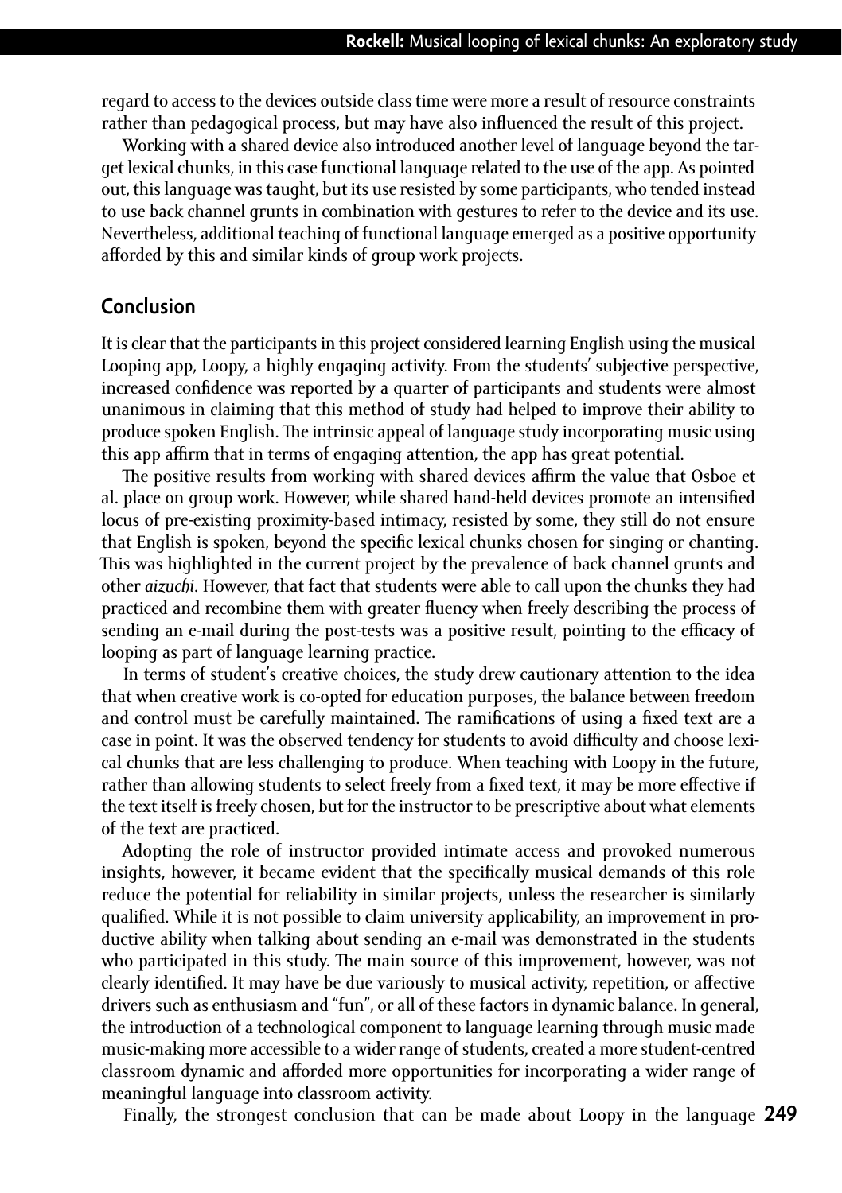regard to access to the devices outside class time were more a result of resource constraints rather than pedagogical process, but may have also influenced the result of this project.

Working with a shared device also introduced another level of language beyond the target lexical chunks, in this case functional language related to the use of the app. As pointed out, this language was taught, but its use resisted by some participants, who tended instead to use back channel grunts in combination with gestures to refer to the device and its use. Nevertheless, additional teaching of functional language emerged as a positive opportunity afforded by this and similar kinds of group work projects.

## Conclusion

It is clear that the participants in this project considered learning English using the musical Looping app, Loopy, a highly engaging activity. From the students' subjective perspective, increased confidence was reported by a quarter of participants and students were almost unanimous in claiming that this method of study had helped to improve their ability to produce spoken English. The intrinsic appeal of language study incorporating music using this app affirm that in terms of engaging attention, the app has great potential.

The positive results from working with shared devices affirm the value that Osboe et al. place on group work. However, while shared hand-held devices promote an intensified locus of pre-existing proximity-based intimacy, resisted by some, they still do not ensure that English is spoken, beyond the specific lexical chunks chosen for singing or chanting. This was highlighted in the current project by the prevalence of back channel grunts and other *aizuchi*. However, that fact that students were able to call upon the chunks they had practiced and recombine them with greater fluency when freely describing the process of sending an e-mail during the post-tests was a positive result, pointing to the efficacy of looping as part of language learning practice.

In terms of student's creative choices, the study drew cautionary attention to the idea that when creative work is co-opted for education purposes, the balance between freedom and control must be carefully maintained. The ramifications of using a fixed text are a case in point. It was the observed tendency for students to avoid difficulty and choose lexical chunks that are less challenging to produce. When teaching with Loopy in the future, rather than allowing students to select freely from a fixed text, it may be more effective if the text itself is freely chosen, but for the instructor to be prescriptive about what elements of the text are practiced.

Adopting the role of instructor provided intimate access and provoked numerous insights, however, it became evident that the specifically musical demands of this role reduce the potential for reliability in similar projects, unless the researcher is similarly qualified. While it is not possible to claim university applicability, an improvement in productive ability when talking about sending an e-mail was demonstrated in the students who participated in this study. The main source of this improvement, however, was not clearly identified. It may have be due variously to musical activity, repetition, or affective drivers such as enthusiasm and "fun", or all of these factors in dynamic balance. In general, the introduction of a technological component to language learning through music made music-making more accessible to a wider range of students, created a more student-centred classroom dynamic and afforded more opportunities for incorporating a wider range of meaningful language into classroom activity.

Finally, the strongest conclusion that can be made about Loopy in the language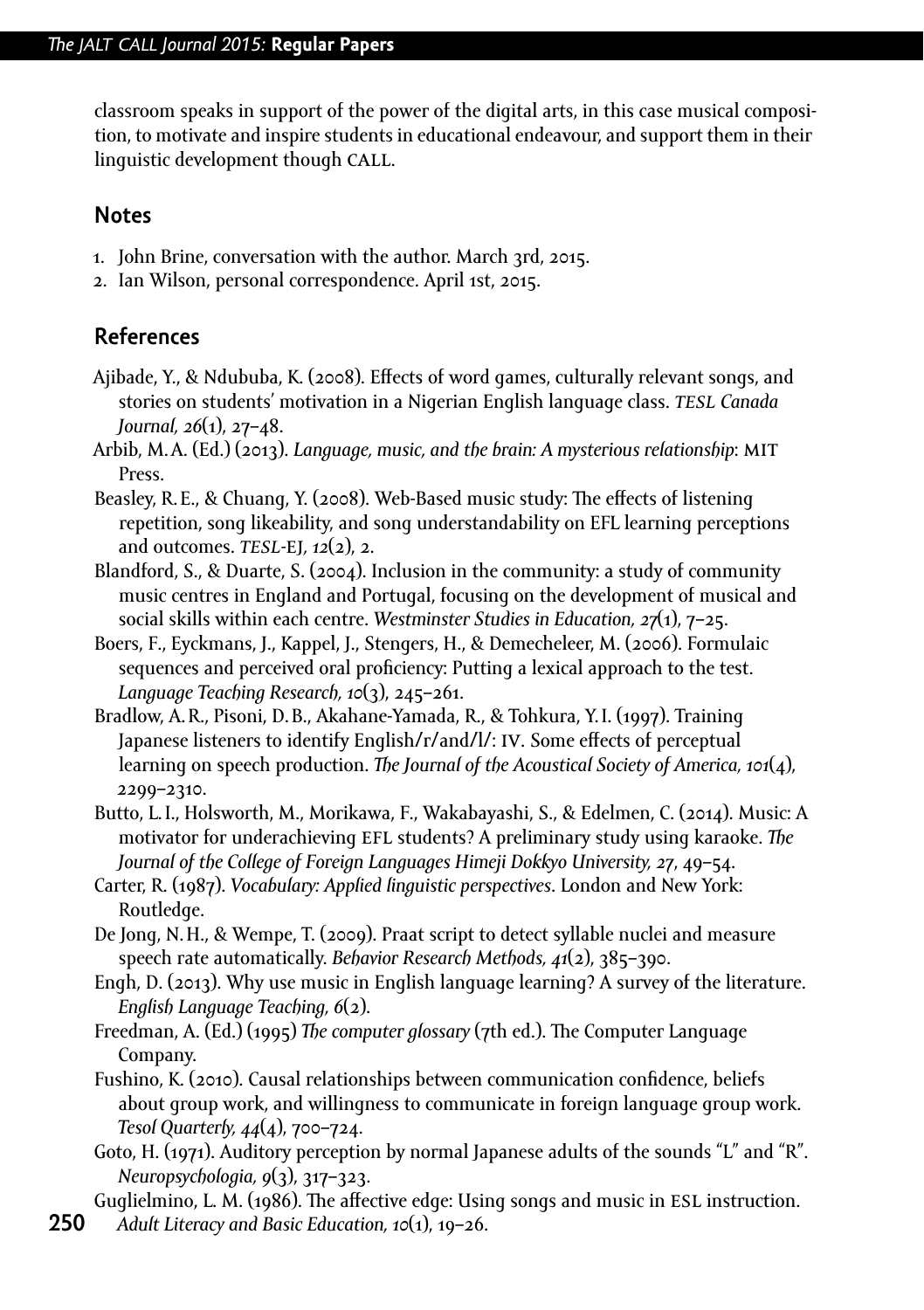classroom speaks in support of the power of the digital arts, in this case musical composition, to motivate and inspire students in educational endeavour, and support them in their linguistic development though CALL.

## Notes

1. John Brine, conversation with the author. March 3rd, 2015.
2. Ian Wilson, personal correspondence. April 1st, 2015.

## References

Ajibade, Y., & Ndububa, K. (2008). Effects of word games, culturally relevant songs, and stories on students' motivation in a Nigerian English language class. *TESL Canada Journal, 26*(1), 27–48.

Arbib, M. A. (Ed.) (2013). *Language, music, and the brain: A mysterious relationship*: MIT Press.

Beasley, R. E., & Chuang, Y. (2008). Web-Based music study: The effects of listening repetition, song likeability, and song understandability on EFL learning perceptions and outcomes. *TESL-EJ, 12*(2), 2.

Blandford, S., & Duarte, S. (2004). Inclusion in the community: a study of community music centres in England and Portugal, focusing on the development of musical and social skills within each centre. *Westminster Studies in Education, 27*(1), 7–25.

Boers, F., Eyckmans, J., Kappel, J., Stengers, H., & Demecheleer, M. (2006). Formulaic sequences and perceived oral proficiency: Putting a lexical approach to the test. *Language Teaching Research, 10*(3), 245–261.

Bradlow, A. R., Pisoni, D. B., Akahane-Yamada, R., & Tohkura, Y. I. (1997). Training Japanese listeners to identify English/r/and/l/: IV. Some effects of perceptual learning on speech production. *The Journal of the Acoustical Society of America, 101*(4), 2299–2310.

Butto, L. I., Holsworth, M., Morikawa, F., Wakabayashi, S., & Edelmen, C. (2014). Music: A motivator for underachieving EFL students? A preliminary study using karaoke. *The Journal of the College of Foreign Languages Himeji Dokkyo University, 27*, 49–54.

Carter, R. (1987). *Vocabulary: Applied linguistic perspectives*. London and New York: Routledge.

De Jong, N. H., & Wempe, T. (2009). Praat script to detect syllable nuclei and measure speech rate automatically. *Behavior Research Methods, 41*(2), 385–390.

Engh, D. (2013). Why use music in English language learning? A survey of the literature. *English Language Teaching, 6*(2).

Freedman, A. (Ed.) (1995) *The computer glossary* (7th ed.). The Computer Language Company.

Fushino, K. (2010). Causal relationships between communication confidence, beliefs about group work, and willingness to communicate in foreign language group work. *Tesol Quarterly, 44*(4), 700–724.

Goto, H. (1971). Auditory perception by normal Japanese adults of the sounds "L" and "R". *Neuropsychologia, 9*(3), 317–323.

Guglielmino, L. M. (1986). The affective edge: Using songs and music in ESL instruction. *Adult Literacy and Basic Education, 10*(1), 19–26.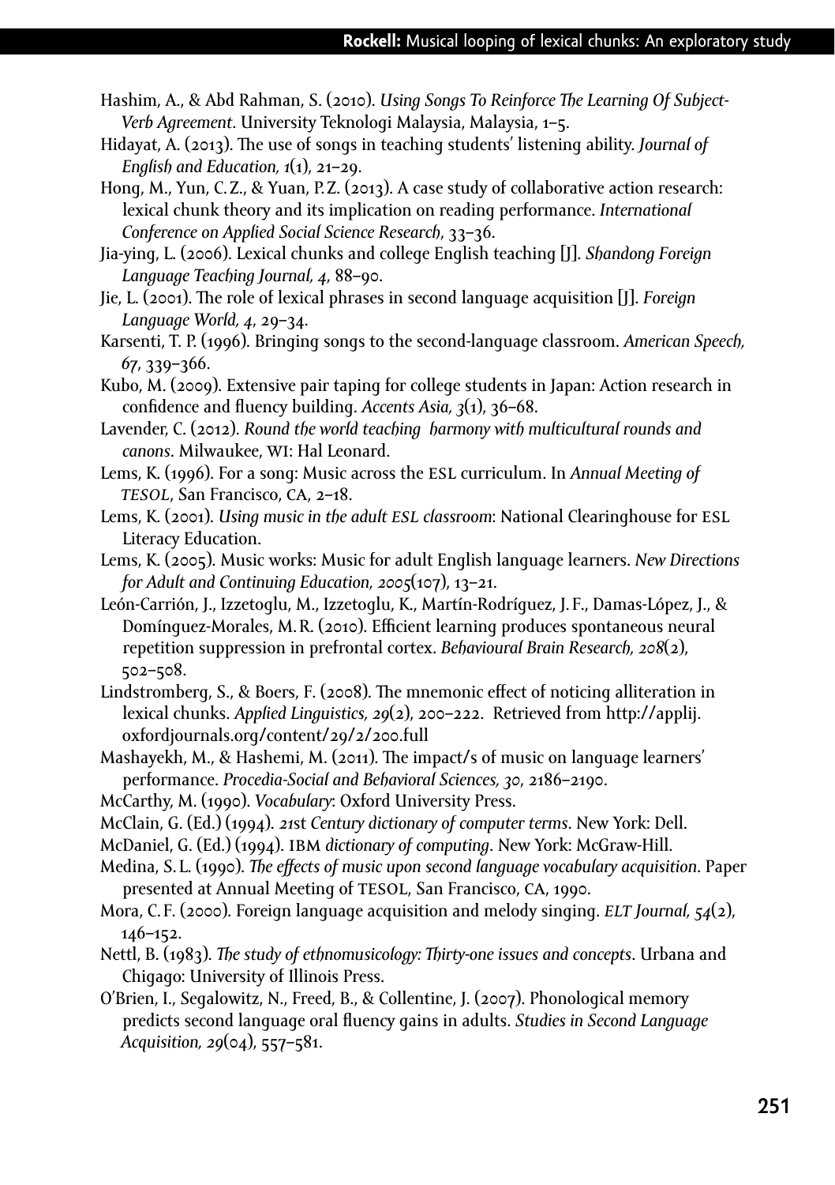Hashim, A., & Abd Rahman, S. (2010). *Using Songs To Reinforce The Learning Of Subject-Verb Agreement*. University Teknologi Malaysia, Malaysia, 1–5.

Hidayat, A. (2013). The use of songs in teaching students' listening ability. *Journal of English and Education, 1*(1), 21–29.

Hong, M., Yun, C.Z., & Yuan, P.Z. (2013). A case study of collaborative action research: lexical chunk theory and its implication on reading performance. *International Conference on Applied Social Science Research*, 33–36.

Jia-ying, L. (2006). Lexical chunks and college English teaching [J]. *Shandong Foreign Language Teaching Journal, 4*, 88–90.

Jie, L. (2001). The role of lexical phrases in second language acquisition [J]. *Foreign Language World, 4*, 29–34.

Karsenti, T. P. (1996). Bringing songs to the second-language classroom. *American Speech, 67*, 339–366.

Kubo, M. (2009). Extensive pair taping for college students in Japan: Action research in confidence and fluency building. *Accents Asia, 3*(1), 36–68.

Lavender, C. (2012). *Round the world teaching harmony with multicultural rounds and canons*. Milwaukee, WI: Hal Leonard.

Lems, K. (1996). For a song: Music across the ESL curriculum. In *Annual Meeting of TESOL*, San Francisco, CA, 2–18.

Lems, K. (2001). *Using music in the adult ESL classroom*: National Clearinghouse for ESL Literacy Education.

Lems, K. (2005). Music works: Music for adult English language learners. *New Directions for Adult and Continuing Education, 2005*(107), 13–21.

León-Carrión, J., Izzetoglu, M., Izzetoglu, K., Martín-Rodríguez, J.F., Damas-López, J., & Domínguez-Morales, M.R. (2010). Efficient learning produces spontaneous neural repetition suppression in prefrontal cortex. *Behavioural Brain Research, 208*(2), 502–508.

Lindstromberg, S., & Boers, F. (2008). The mnemonic effect of noticing alliteration in lexical chunks. *Applied Linguistics, 29*(2), 200–222. Retrieved from http://applij.oxfordjournals.org/content/29/2/200.full

Mashayekh, M., & Hashemi, M. (2011). The impact/s of music on language learners' performance. *Procedia-Social and Behavioral Sciences, 30*, 2186–2190.

McCarthy, M. (1990). *Vocabulary*: Oxford University Press.

McClain, G. (Ed.) (1994). *21st Century dictionary of computer terms*. New York: Dell.

McDaniel, G. (Ed.) (1994). *IBM dictionary of computing*. New York: McGraw-Hill.

Medina, S.L. (1990). *The effects of music upon second language vocabulary acquisition*. Paper presented at Annual Meeting of TESOL, San Francisco, CA, 1990.

Mora, C.F. (2000). Foreign language acquisition and melody singing. *ELT Journal, 54*(2), 146–152.

Nettl, B. (1983). *The study of ethnomusicology: Thirty-one issues and concepts*. Urbana and Chigago: University of Illinois Press.

O'Brien, I., Segalowitz, N., Freed, B., & Collentine, J. (2007). Phonological memory predicts second language oral fluency gains in adults. *Studies in Second Language Acquisition, 29*(04), 557–581.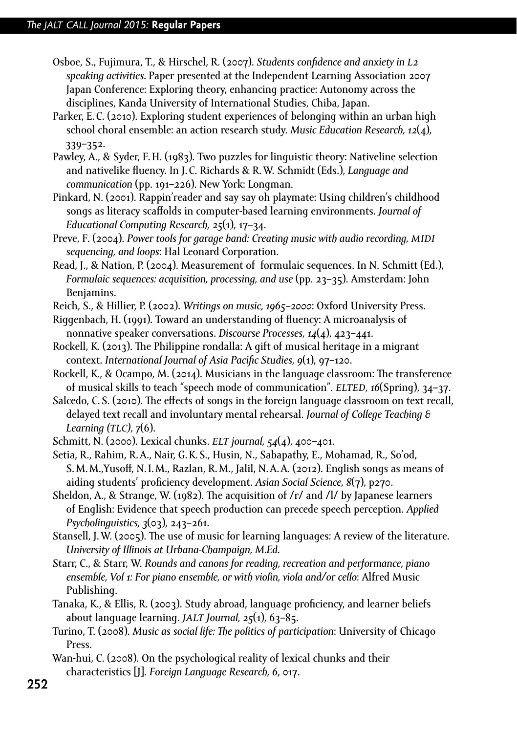Osboe, S., Fujimura, T., & Hirschel, R. (2007). *Students confidence and anxiety in L2 speaking activities*. Paper presented at the Independent Learning Association 2007 Japan Conference: Exploring theory, enhancing practice: Autonomy across the disciplines, Kanda University of International Studies, Chiba, Japan.

Parker, E.C. (2010). Exploring student experiences of belonging within an urban high school choral ensemble: an action research study. *Music Education Research, 12*(4), 339–352.

Pawley, A., & Syder, F.H. (1983). Two puzzles for linguistic theory: Nativeline selection and nativelike fluency. In J.C. Richards & R.W. Schmidt (Eds.), *Language and communication* (pp. 191–226). New York: Longman.

Pinkard, N. (2001). Rappin'reader and say say oh playmate: Using children's childhood songs as literacy scaffolds in computer-based learning environments. *Journal of Educational Computing Research, 25*(1), 17–34.

Preve, F. (2004). *Power tools for garage band: Creating music with audio recording, MIDI sequencing, and loops*: Hal Leonard Corporation.

Read, J., & Nation, P. (2004). Measurement of formulaic sequences. In N. Schmitt (Ed.), *Formulaic sequences: acquisition, processing, and use* (pp. 23–35). Amsterdam: John Benjamins.

Reich, S., & Hillier, P. (2002). *Writings on music, 1965–2000*: Oxford University Press.

Riggenbach, H. (1991). Toward an understanding of fluency: A microanalysis of nonnative speaker conversations. *Discourse Processes, 14*(4), 423–441.

Rockell, K. (2013). The Philippine rondalla: A gift of musical heritage in a migrant context. *International Journal of Asia Pacific Studies, 9*(1), 97–120.

Rockell, K., & Ocampo, M. (2014). Musicians in the language classroom: The transference of musical skills to teach "speech mode of communication". *ELTED, 16*(Spring), 34–37.

Salcedo, C.S. (2010). The effects of songs in the foreign language classroom on text recall, delayed text recall and involuntary mental rehearsal. *Journal of College Teaching & Learning (TLC), 7*(6).

Schmitt, N. (2000). Lexical chunks. *ELT journal, 54*(4), 400–401.

Setia, R., Rahim, R.A., Nair, G.K.S., Husin, N., Sabapathy, E., Mohamad, R., So'od, S.M.M.,Yusoff, N.I.M., Razlan, R.M., Jalil, N.A.A. (2012). English songs as means of aiding students' proficiency development. *Asian Social Science, 8*(7), p270.

Sheldon, A., & Strange, W. (1982). The acquisition of /r/ and /l/ by Japanese learners of English: Evidence that speech production can precede speech perception. *Applied Psycholinguistics, 3*(03), 243–261.

Stansell, J.W. (2005). The use of music for learning languages: A review of the literature. *University of Illinois at Urbana-Champaign, M.Ed.*

Starr, C., & Starr, W. *Rounds and canons for reading, recreation and performance, piano ensemble, Vol 1: For piano ensemble, or with violin, viola and/or cello*: Alfred Music Publishing.

Tanaka, K., & Ellis, R. (2003). Study abroad, language proficiency, and learner beliefs about language learning. *JALT Journal, 25*(1), 63–85.

Turino, T. (2008). *Music as social life: The politics of participation*: University of Chicago Press.

Wan-hui, C. (2008). On the psychological reality of lexical chunks and their characteristics [J]. *Foreign Language Research, 6*, 017.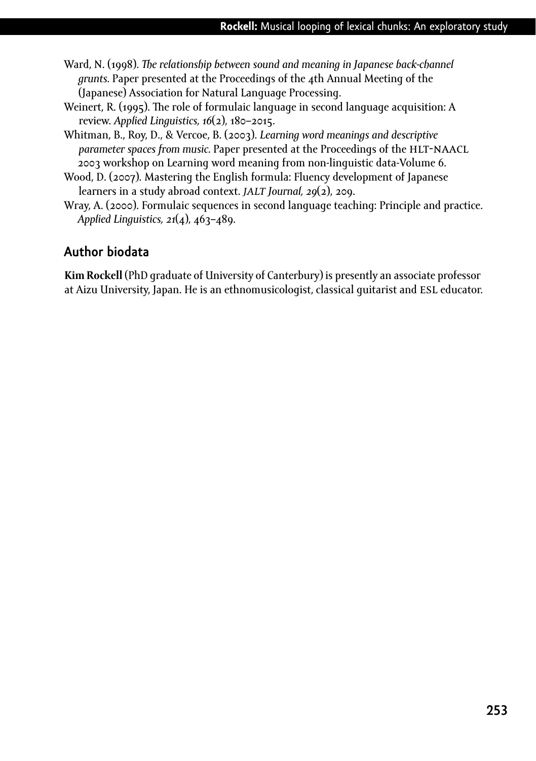Ward, N. (1998). *The relationship between sound and meaning in Japanese back-channel grunts*. Paper presented at the Proceedings of the 4th Annual Meeting of the (Japanese) Association for Natural Language Processing.

Weinert, R. (1995). The role of formulaic language in second language acquisition: A review. *Applied Linguistics, 16*(2), 180–2015.

Whitman, B., Roy, D., & Vercoe, B. (2003). *Learning word meanings and descriptive parameter spaces from music*. Paper presented at the Proceedings of the HLT-NAACL 2003 workshop on Learning word meaning from non-linguistic data-Volume 6.

Wood, D. (2007). Mastering the English formula: Fluency development of Japanese learners in a study abroad context. *JALT Journal, 29*(2), 209.

Wray, A. (2000). Formulaic sequences in second language teaching: Principle and practice. *Applied Linguistics, 21*(4), 463–489.

## Author biodata

**Kim Rockell** (PhD graduate of University of Canterbury) is presently an associate professor at Aizu University, Japan. He is an ethnomusicologist, classical guitarist and ESL educator.